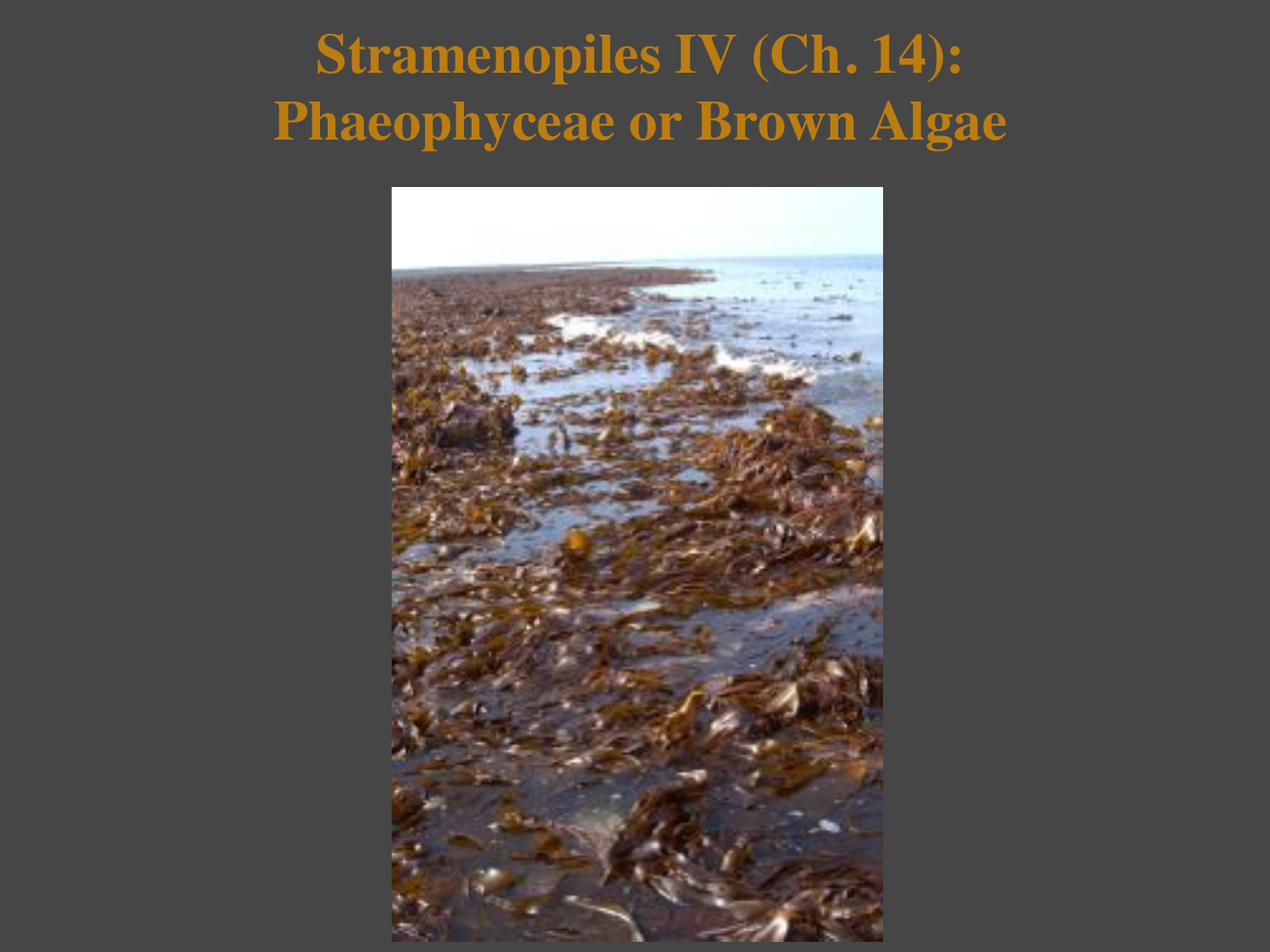# Stramenopiles IV (Ch. 14): Phaeophyceae or Brown Algae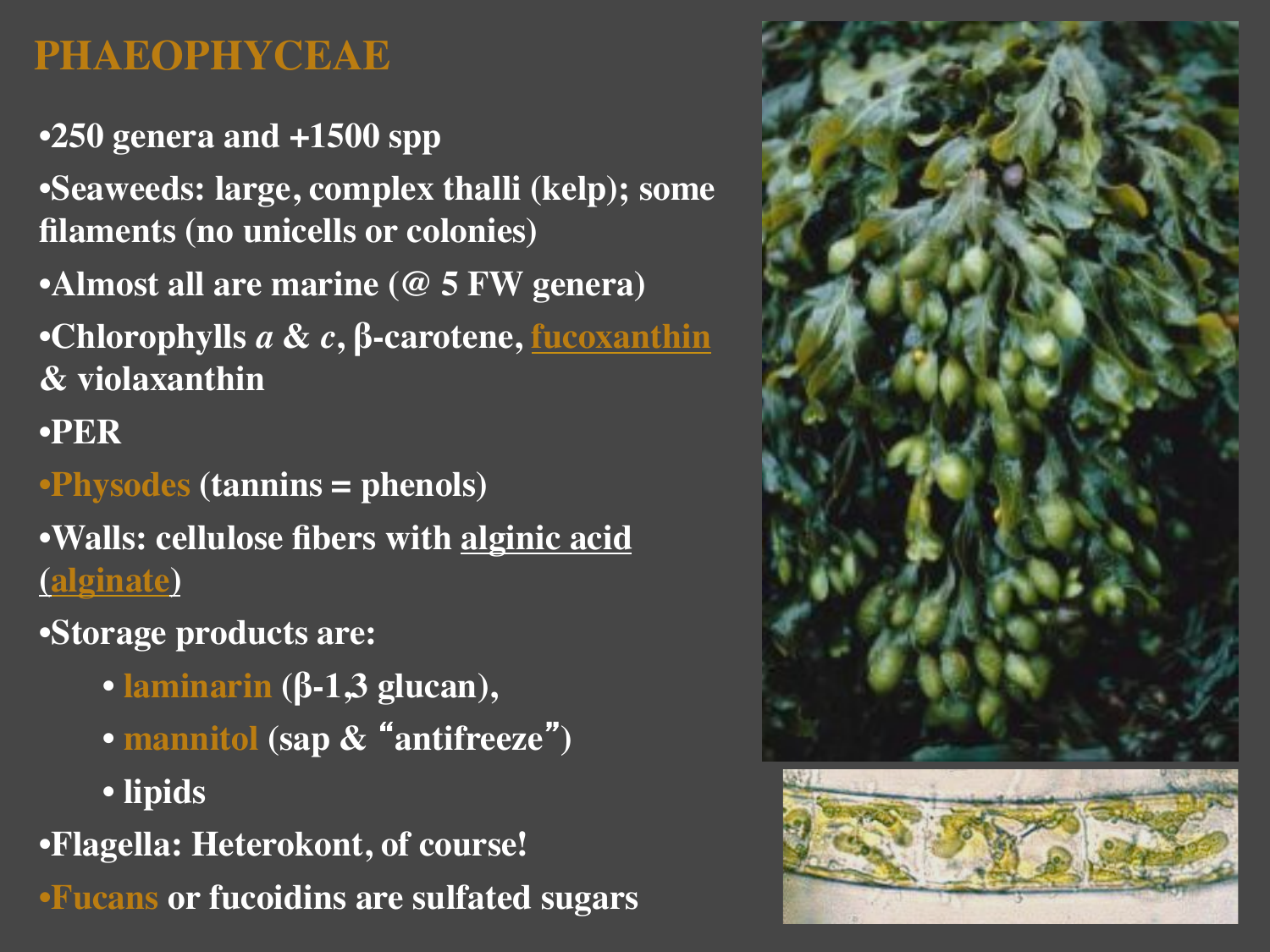# PHAEOPHYCEAE

- 250 genera and +1500 spp
- Seaweeds: large, complex thalli (kelp); some filaments (no unicells or colonies)
- Almost all are marine (@ 5 FW genera)
- Chlorophylls *a* & *c*, β-carotene, fucoxanthin & violaxanthin
- PER
- Physodes (tannins = phenols)
- Walls: cellulose fibers with alginic acid (alginate)
- Storage products are:
  - laminarin (β-1,3 glucan),
  - mannitol (sap & "antifreeze")
  - lipids
- Flagella: Heterokont, of course!
- Fucans or fucoidins are sulfated sugars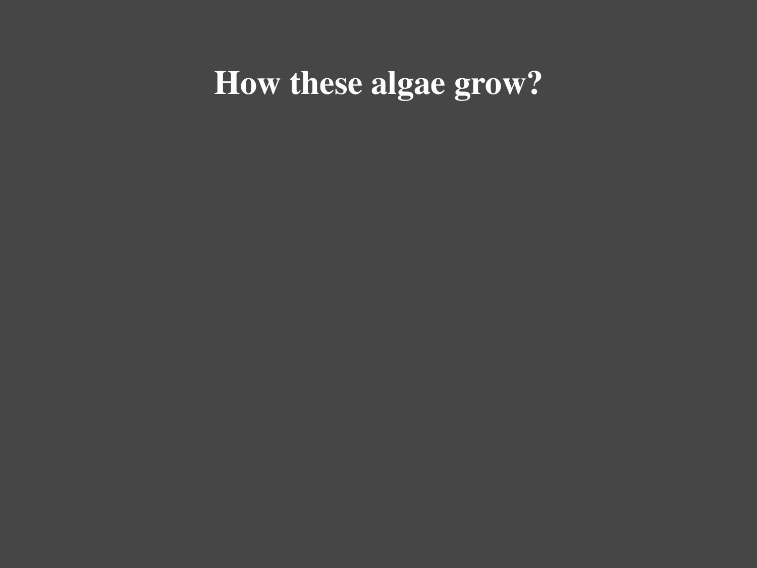# How these algae grow?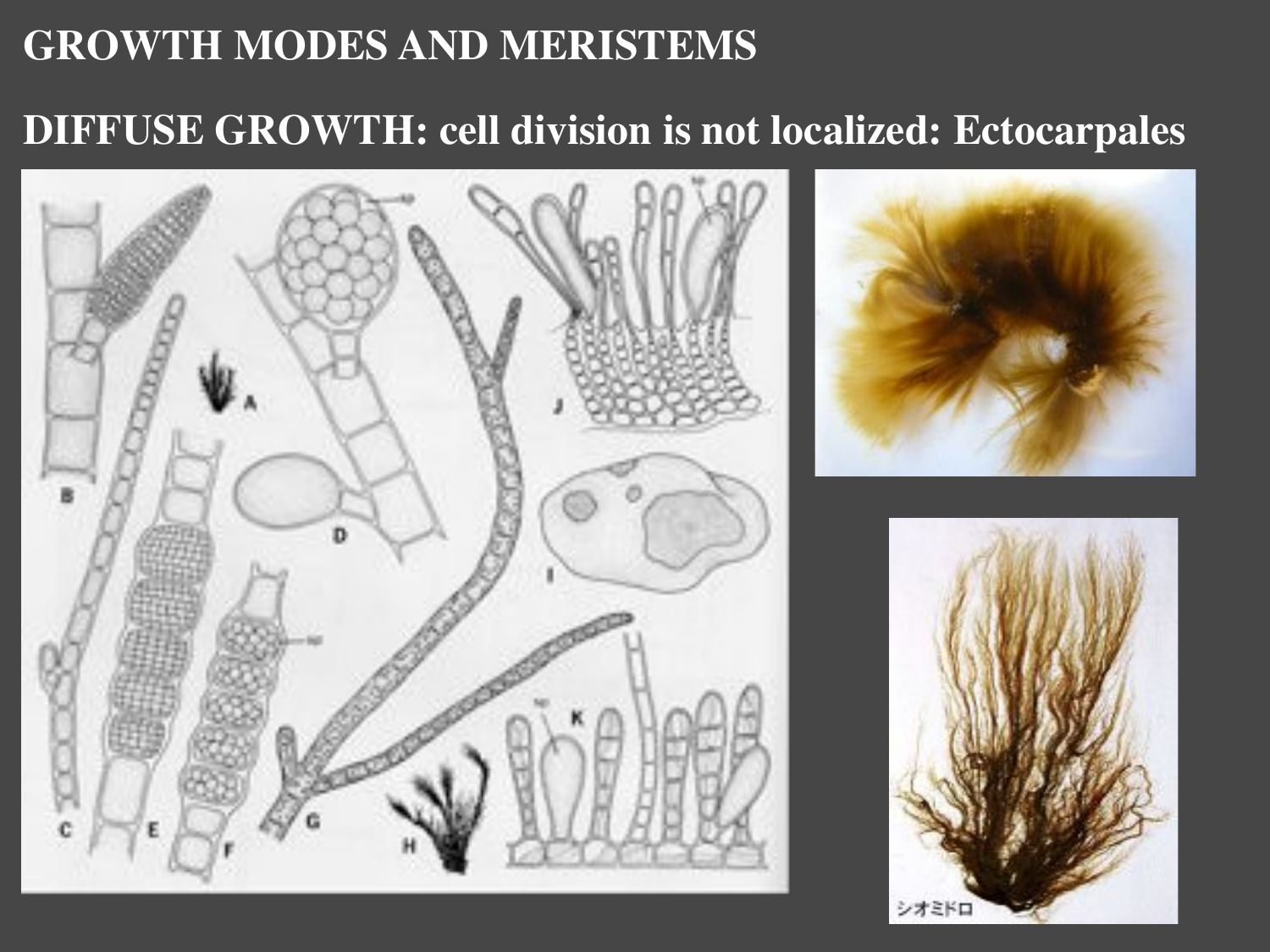# GROWTH MODES AND MERISTEMS

## DIFFUSE GROWTH: cell division is not localized: Ectocarpales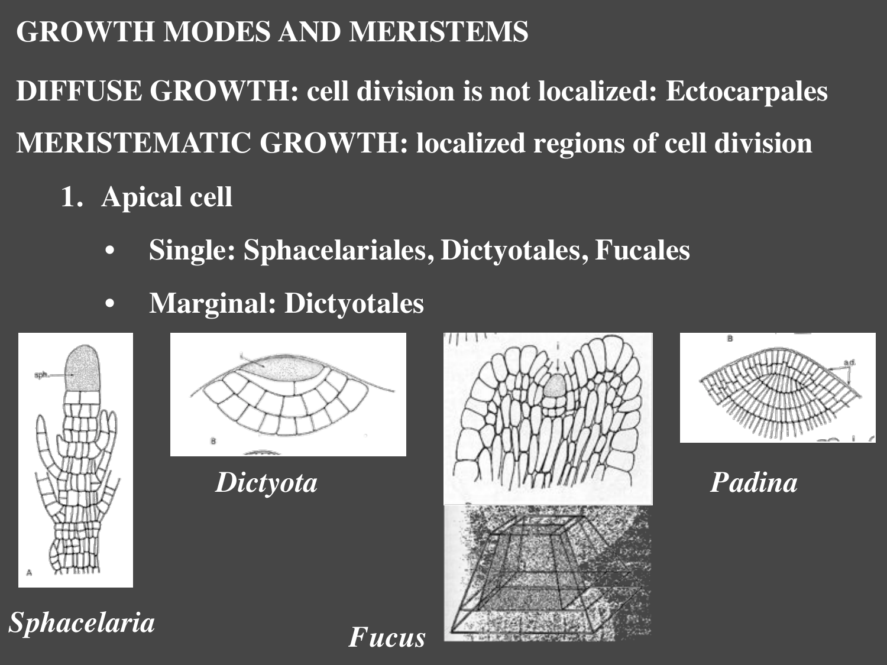# GROWTH MODES AND MERISTEMS

**DIFFUSE GROWTH: cell division is not localized: Ectocarpales**

**MERISTEMATIC GROWTH: localized regions of cell division**

1. **Apical cell**
   - **Single: Sphacelariales, Dictyotales, Fucales**
   - **Marginal: Dictyotales**

***Sphacelaria***

***Dictyota***

***Fucus***

***Padina***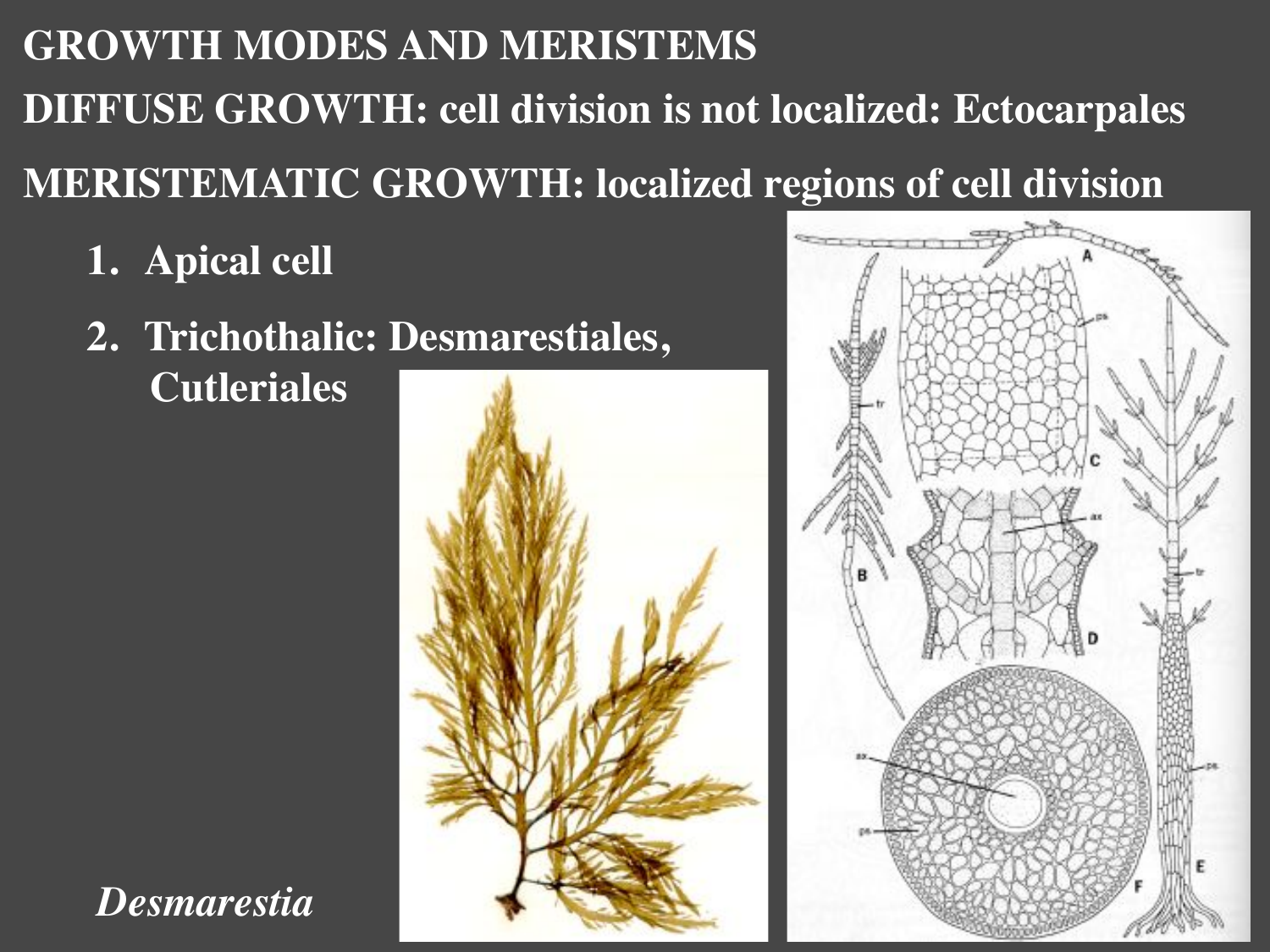# GROWTH MODES AND MERISTEMS

**DIFFUSE GROWTH: cell division is not localized: Ectocarpales**

**MERISTEMATIC GROWTH: localized regions of cell division**

1. **Apical cell**
2. **Trichothalic: Desmarestiales, Cutleriales**

*Desmarestia*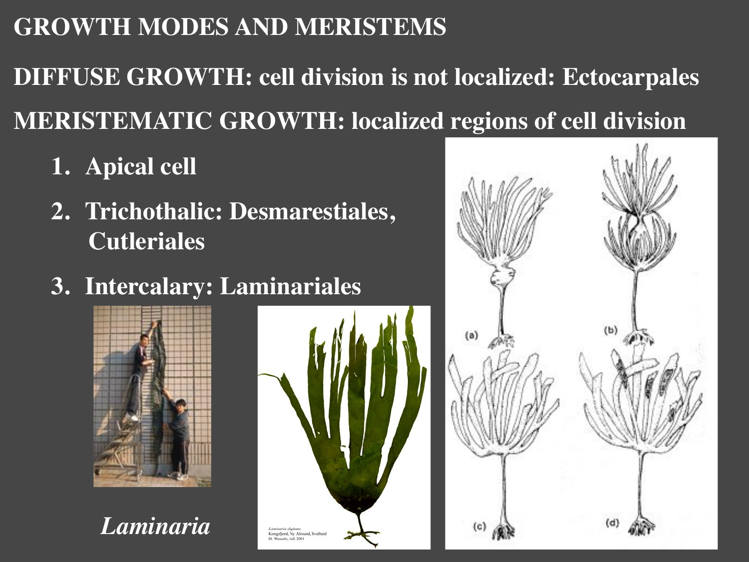# GROWTH MODES AND MERISTEMS

**DIFFUSE GROWTH: cell division is not localized: Ectocarpales**

**MERISTEMATIC GROWTH: localized regions of cell division**

1. **Apical cell**
2. **Trichothalic: Desmarestiales, Cutleriales**
3. **Intercalary: Laminariales**

*Laminaria*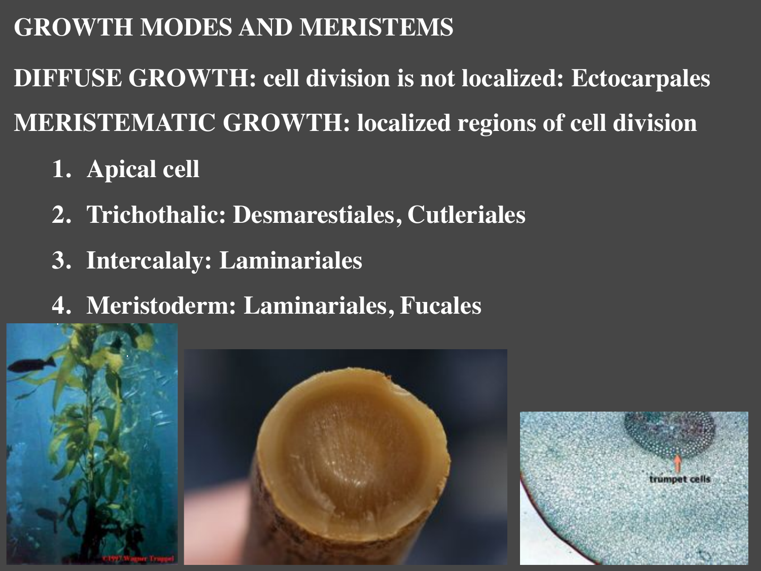# GROWTH MODES AND MERISTEMS

**DIFFUSE GROWTH: cell division is not localized: Ectocarpales**

**MERISTEMATIC GROWTH: localized regions of cell division**

1. **Apical cell**
2. **Trichothalic: Desmarestiales, Cutleriales**
3. **Intercalaly: Laminariales**
4. **Meristoderm: Laminariales, Fucales**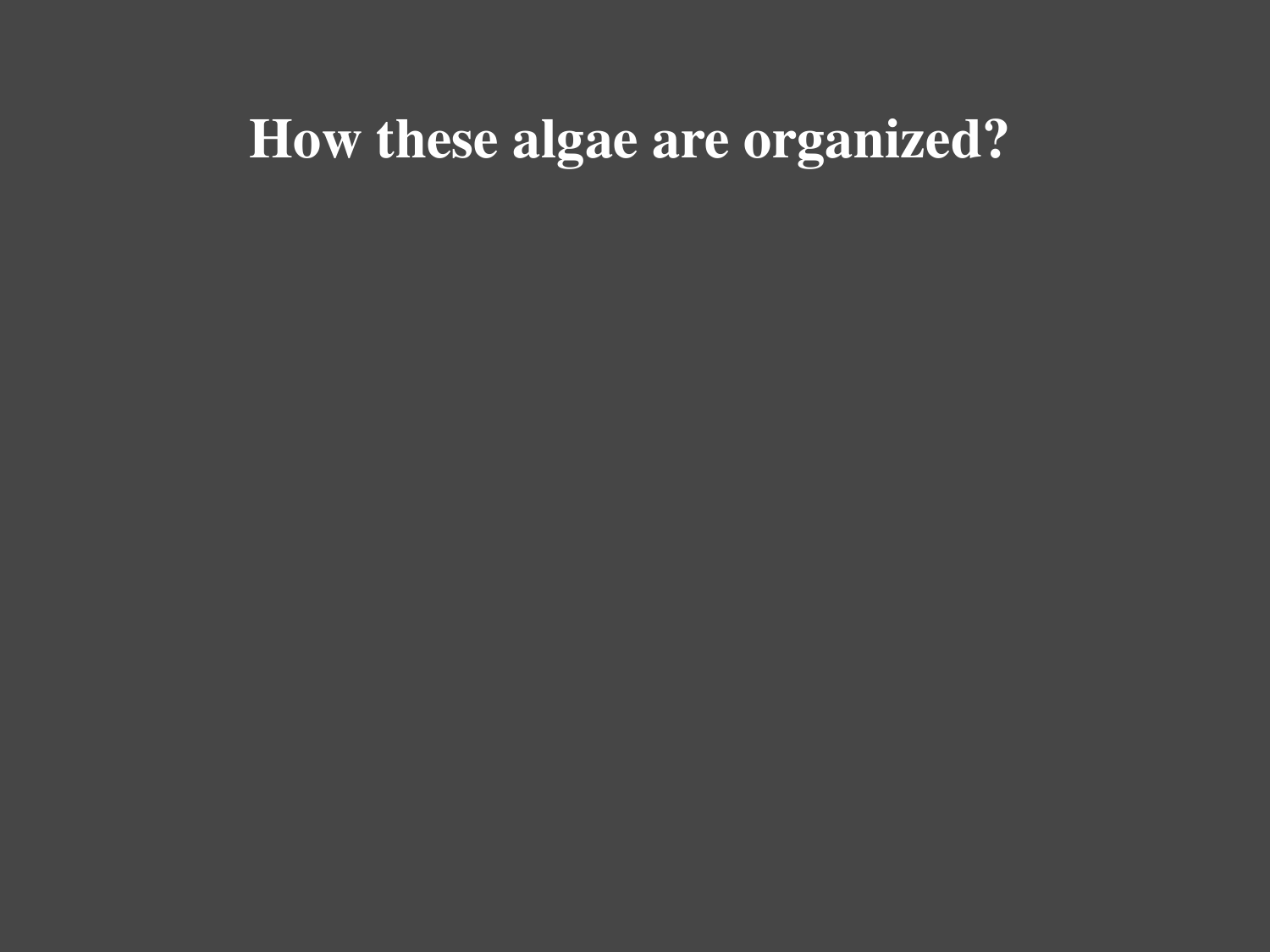# How these algae are organized?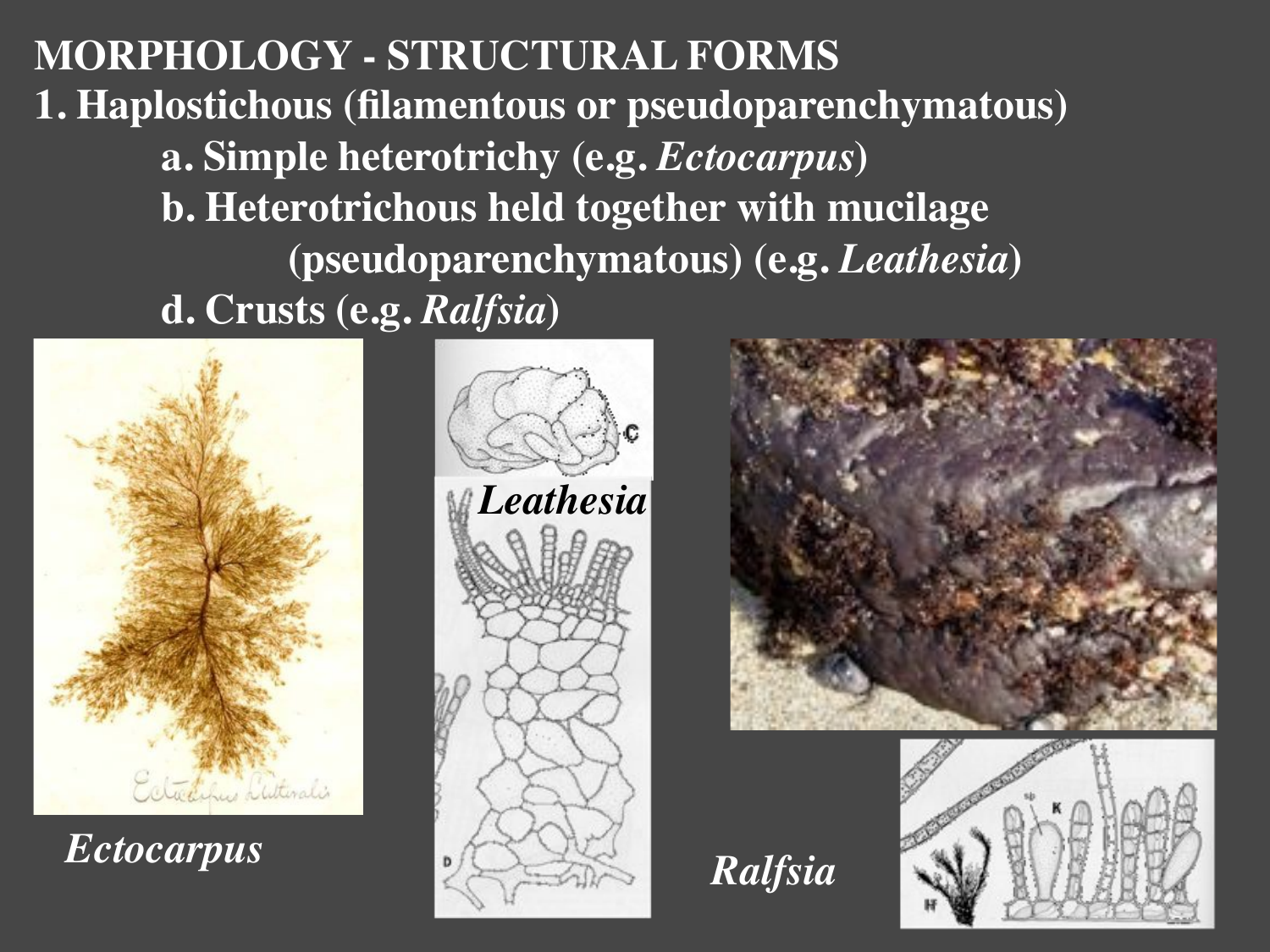# MORPHOLOGY - STRUCTURAL FORMS

1. Haplostichous (filamentous or pseudoparenchymatous)
    - a. Simple heterotrichy (e.g. *Ectocarpus*)
    - b. Heterotrichous held together with mucilage (pseudoparenchymatous) (e.g. *Leathesia*)
    - d. Crusts (e.g. *Ralfsia*)

*Ectocarpus*

*Leathesia*

*Ralfsia*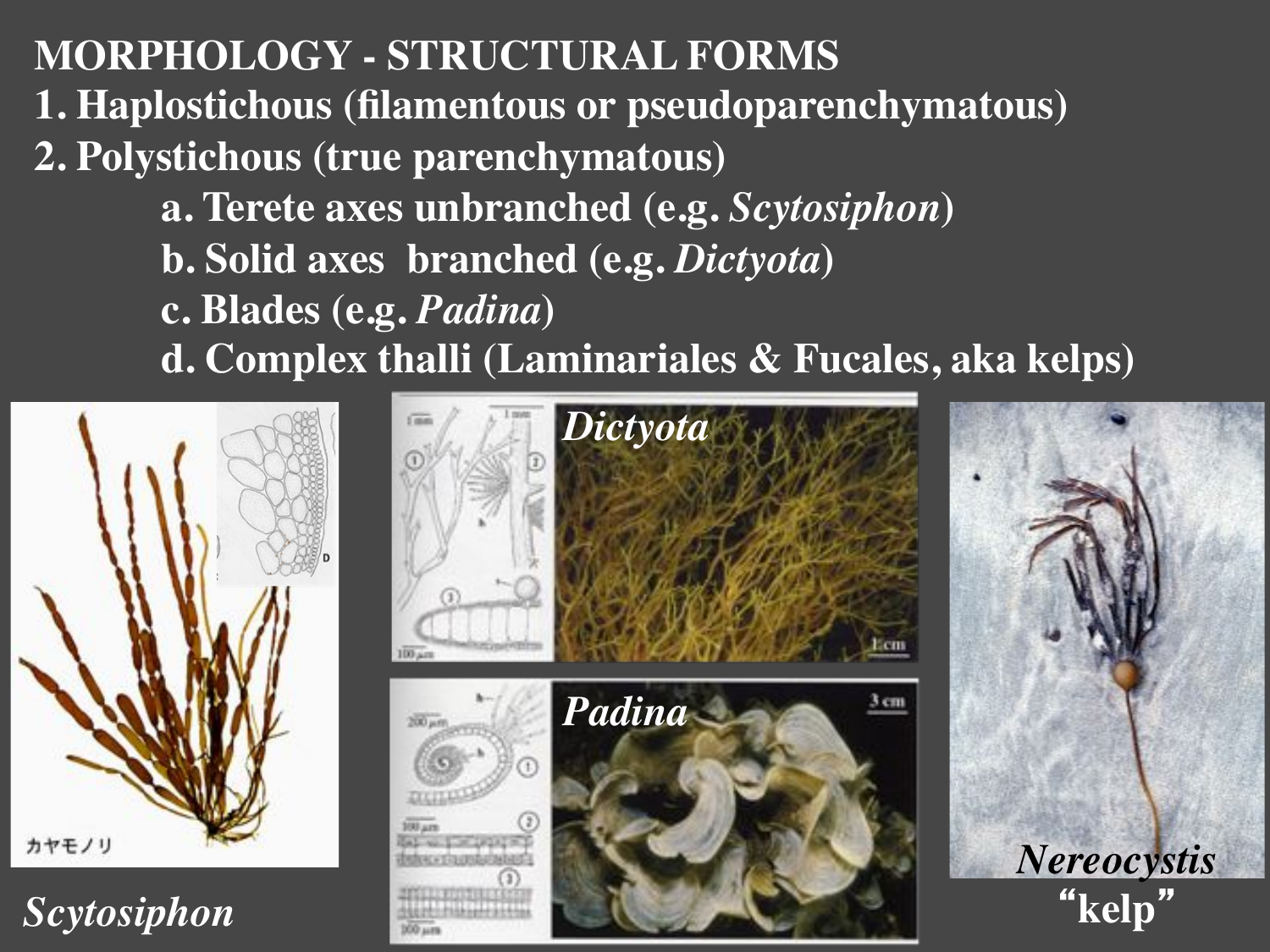# MORPHOLOGY - STRUCTURAL FORMS

1. Haplostichous (filamentous or pseudoparenchymatous)
2. Polystichous (true parenchymatous)
    - a. Terete axes unbranched (e.g. *Scytosiphon*)
    - b. Solid axes branched (e.g. *Dictyota*)
    - c. Blades (e.g. *Padina*)
    - d. Complex thalli (Laminariales & Fucales, aka kelps)

*Scytosiphon*

*Dictyota*

*Padina*

*Nereocystis* "kelp"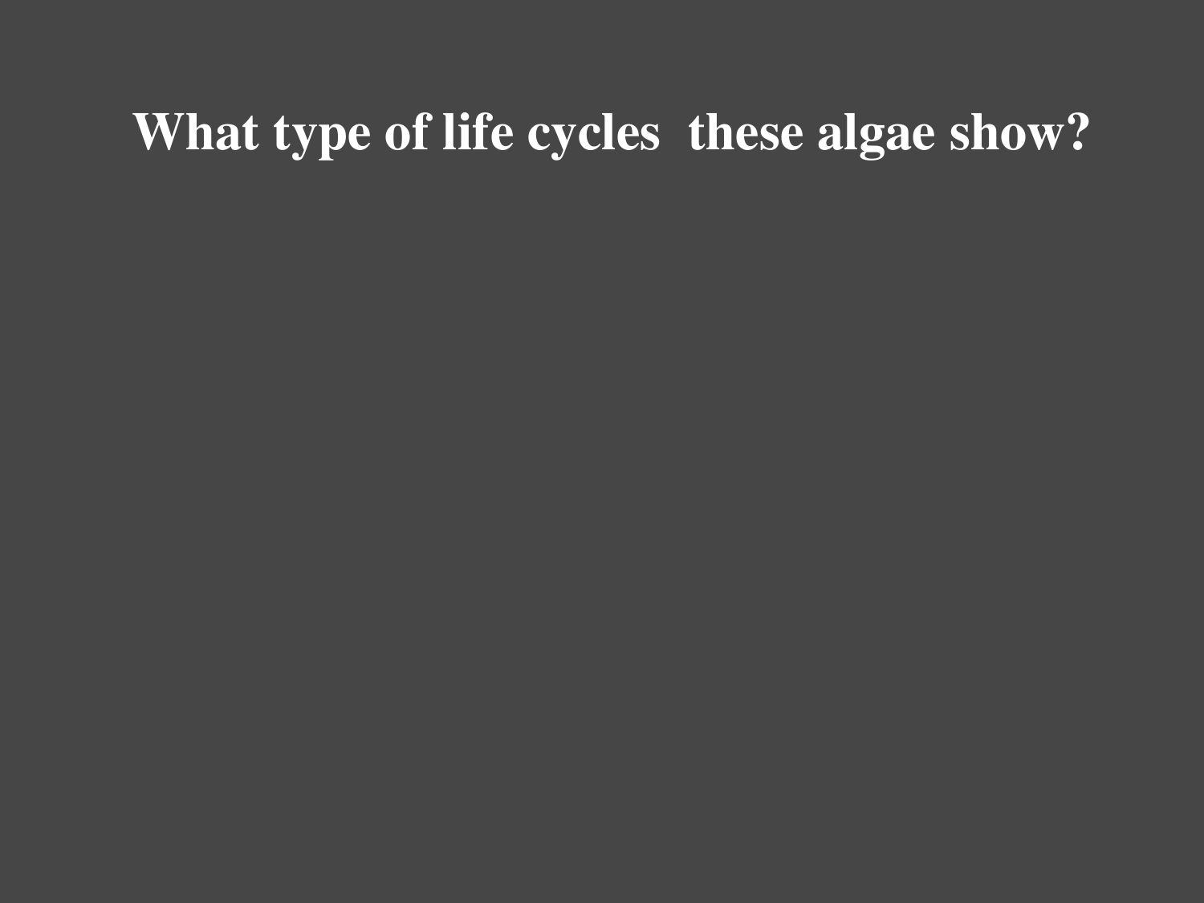# What type of life cycles  these algae show?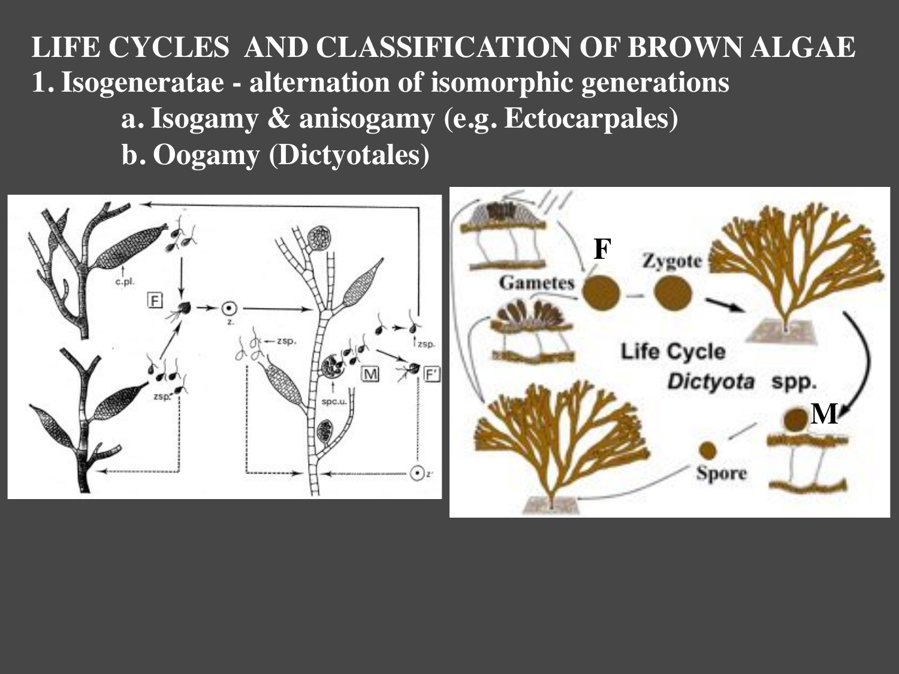# LIFE CYCLES AND CLASSIFICATION OF BROWN ALGAE

## 1. Isogeneratae - alternation of isomorphic generations

- a. Isogamy & anisogamy (e.g. Ectocarpales)
- b. Oogamy (Dictyotales)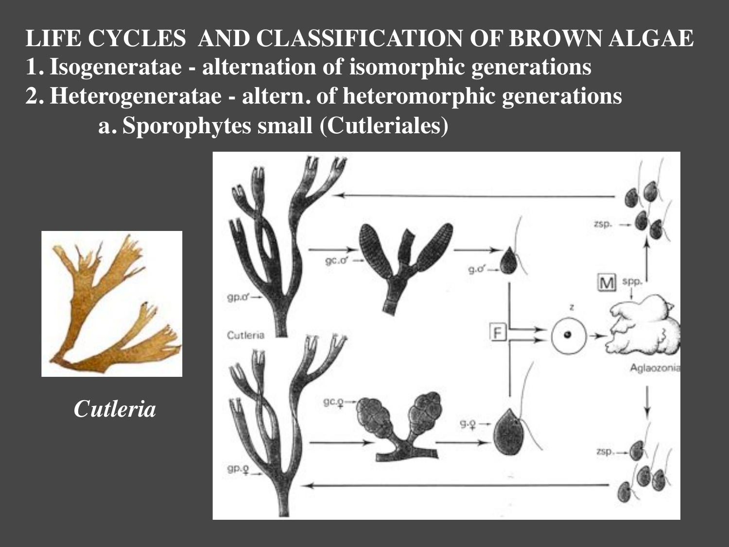# LIFE CYCLES AND CLASSIFICATION OF BROWN ALGAE

1. Isogeneratae - alternation of isomorphic generations
2. Heterogeneratae - altern. of heteromorphic generations
   a. Sporophytes small (Cutleriales)

*Cutleria*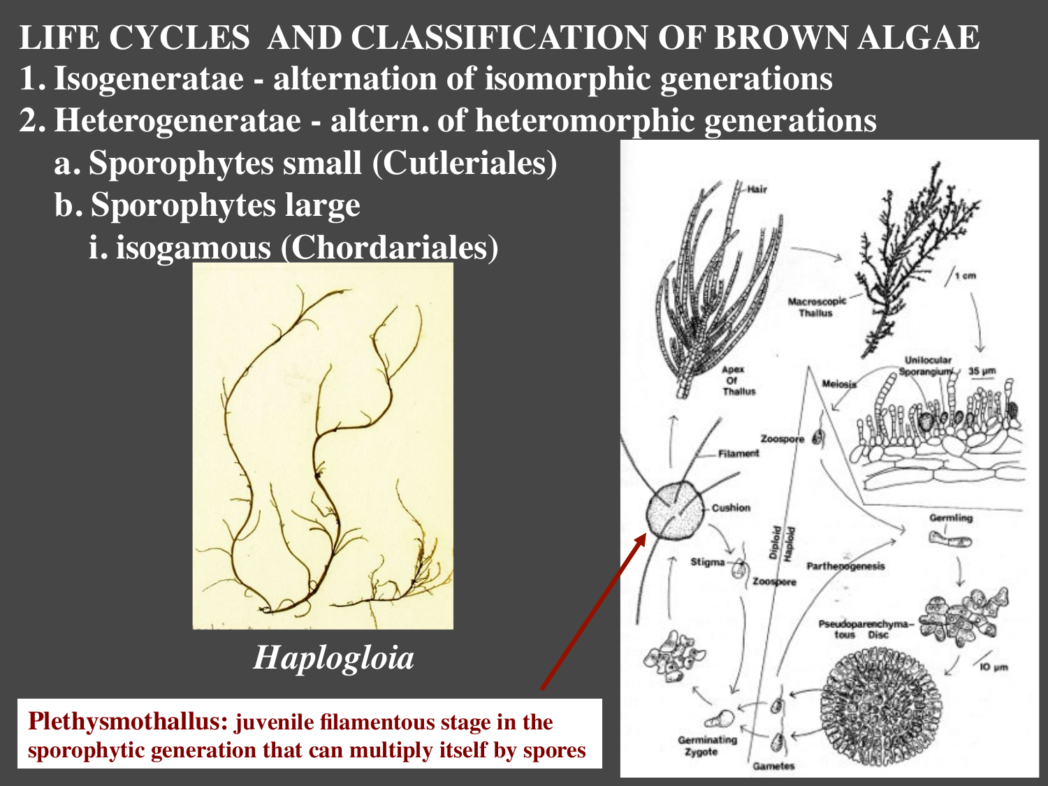# LIFE CYCLES AND CLASSIFICATION OF BROWN ALGAE

1. **Isogeneratae - alternation of isomorphic generations**
2. **Heterogeneratae - altern. of heteromorphic generations**
   a. **Sporophytes small (Cutleriales)**
   b. **Sporophytes large**
      i. **isogamous (Chordariales)**

*Haplogloia*

**Plethysmothallus: juvenile filamentous stage in the sporophytic generation that can multiply itself by spores**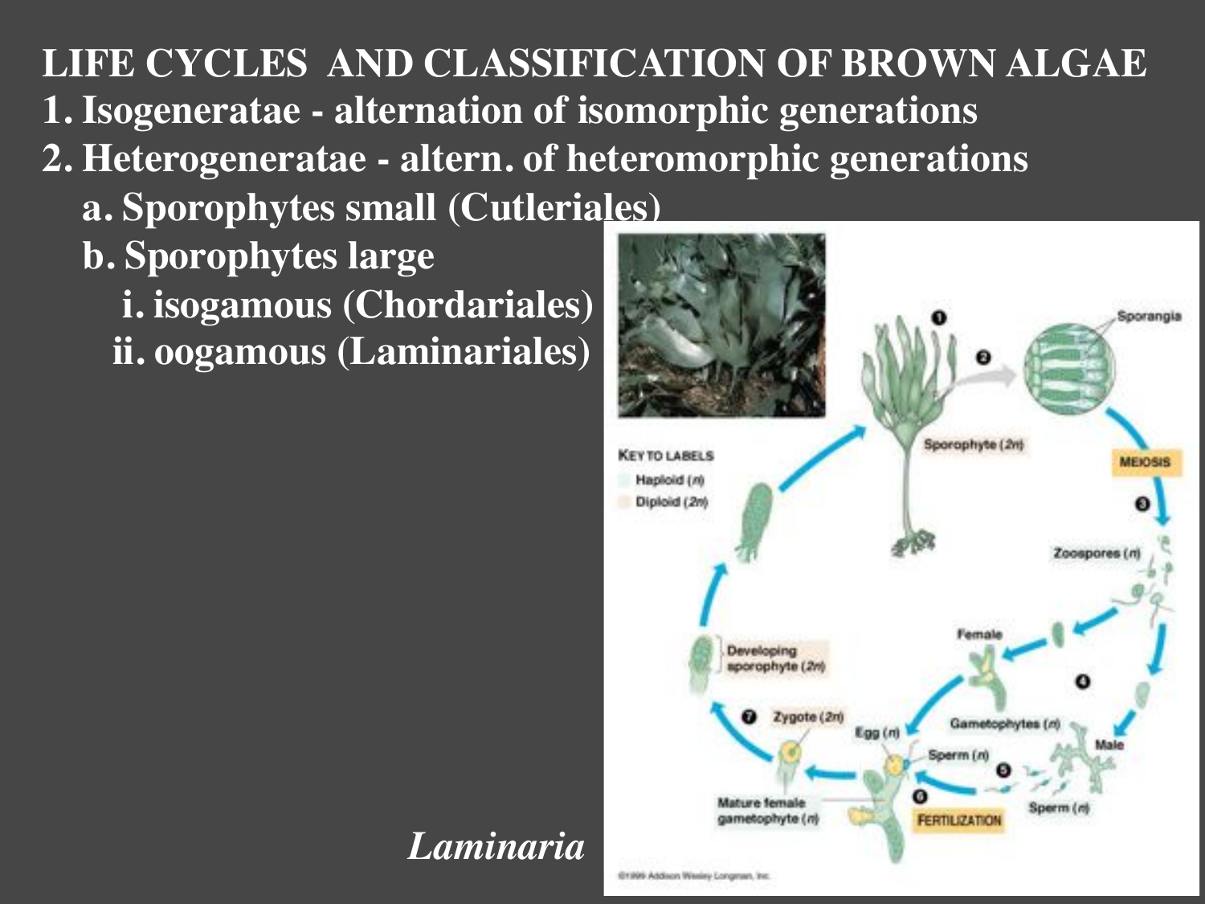# LIFE CYCLES AND CLASSIFICATION OF BROWN ALGAE

1. Isogeneratae - alternation of isomorphic generations
2. Heterogeneratae - altern. of heteromorphic generations
   a. Sporophytes small (Cutleriales)
   b. Sporophytes large
      i. isogamous (Chordariales)
      ii. oogamous (Laminariales)

*Laminaria*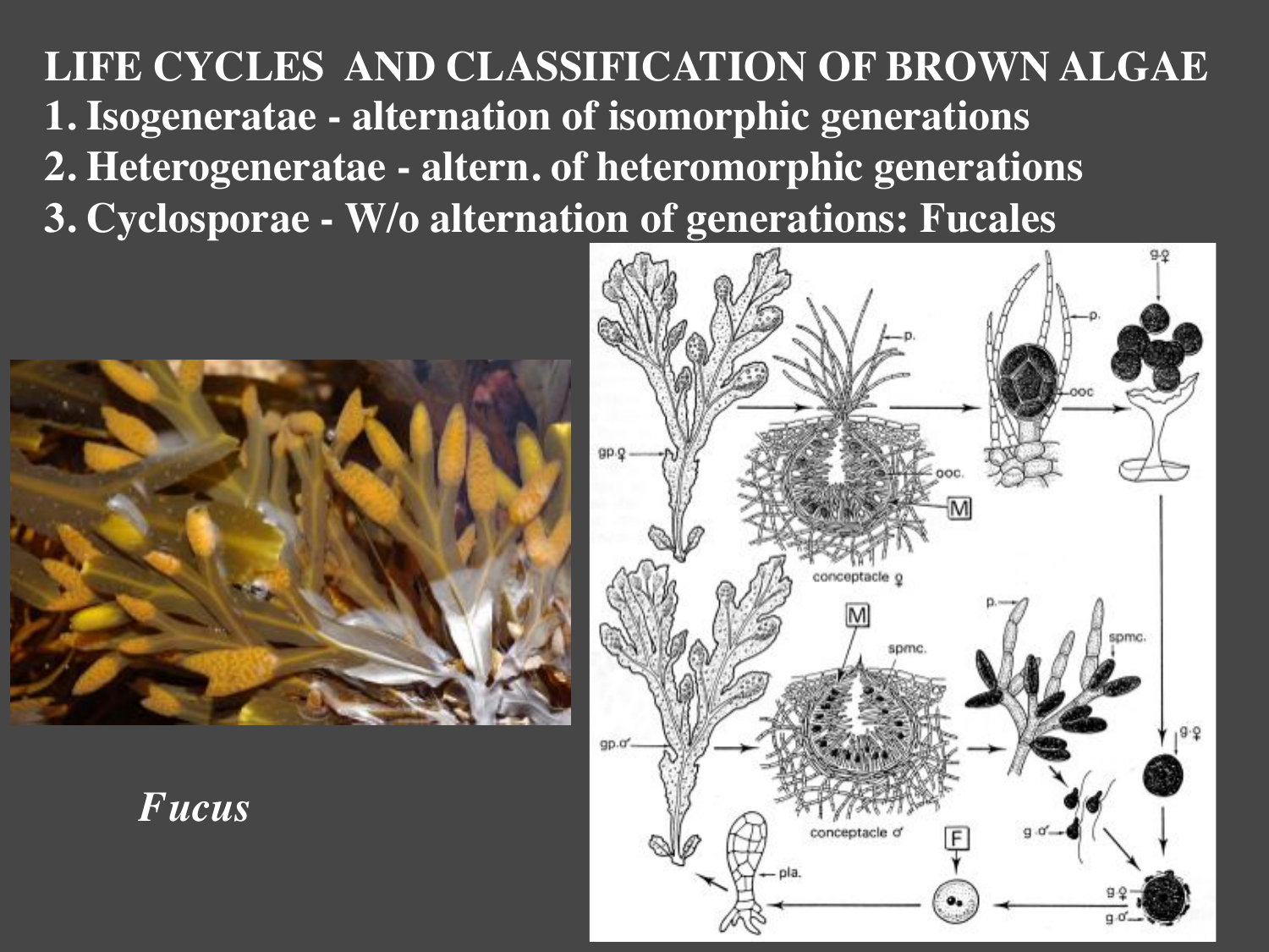# LIFE CYCLES AND CLASSIFICATION OF BROWN ALGAE

1. **Isogeneratae - alternation of isomorphic generations**
2. **Heterogeneratae - altern. of heteromorphic generations**
3. **Cyclosporae - W/o alternation of generations: Fucales**

*Fucus*

gp.♀

p.

ooc.

M

conceptacle ♀

ooc

g.♀

gp.♂

M

spmc.

p.

spmc.

conceptacle ♂

g.♀

g.♂

F

pla.

g.♀

g.♂